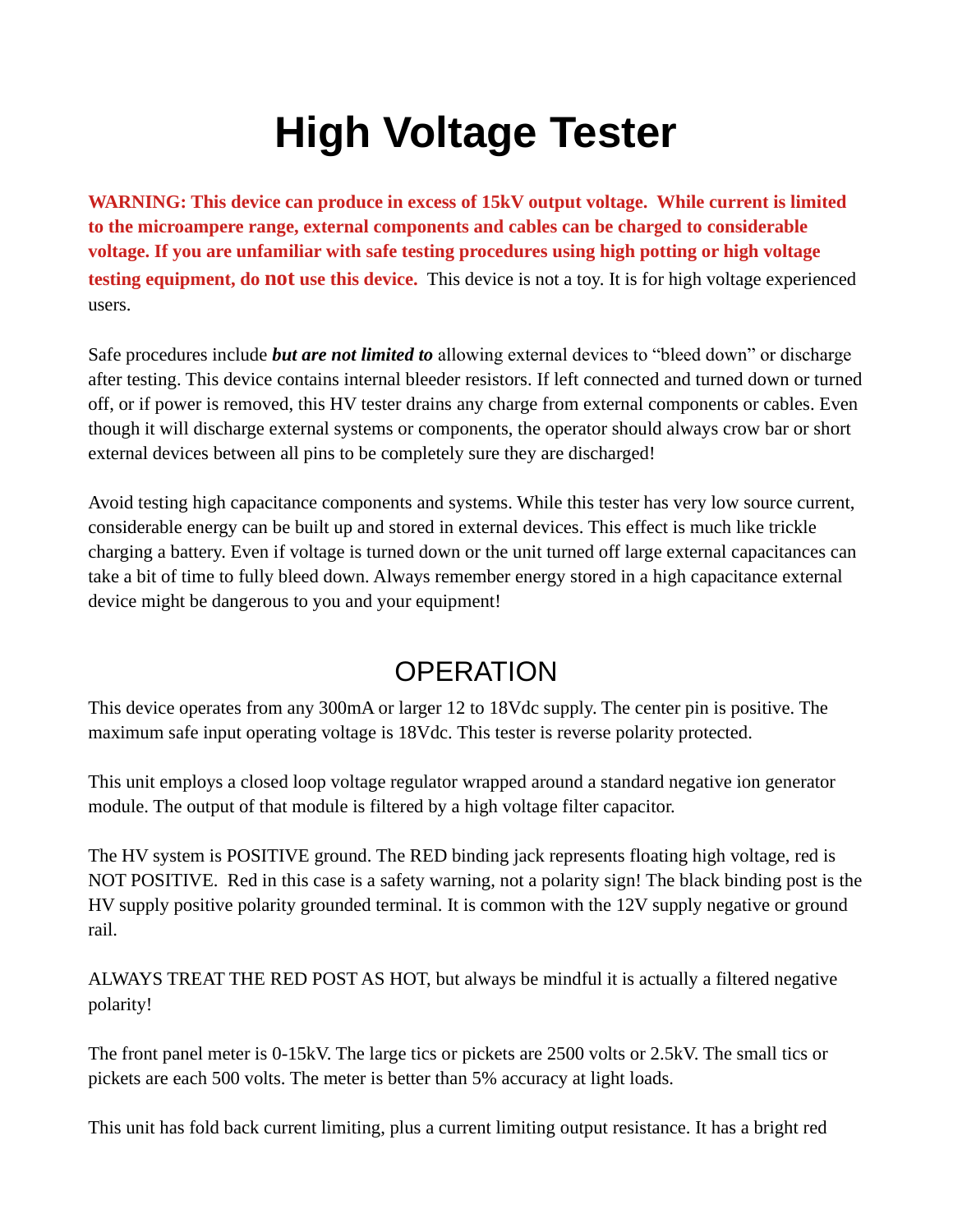# High Voltage Tester

**WARNING: This device can produce in excess of 15kV output voltage. While current is limited to the microampere range, external components and cables can be charged to considerable voltage. If you are unfamiliar with safe testing procedures using high potting or high voltage testing equipment, do not use this device.** This device is not a toy. It is for high voltage experienced users.

Safe procedures include ***but are not limited to*** allowing external devices to "bleed down" or discharge after testing. This device contains internal bleeder resistors. If left connected and turned down or turned off, or if power is removed, this HV tester drains any charge from external components or cables. Even though it will discharge external systems or components, the operator should always crow bar or short external devices between all pins to be completely sure they are discharged!

Avoid testing high capacitance components and systems. While this tester has very low source current, considerable energy can be built up and stored in external devices. This effect is much like trickle charging a battery. Even if voltage is turned down or the unit turned off large external capacitances can take a bit of time to fully bleed down. Always remember energy stored in a high capacitance external device might be dangerous to you and your equipment!

## OPERATION

This device operates from any 300mA or larger 12 to 18Vdc supply. The center pin is positive. The maximum safe input operating voltage is 18Vdc. This tester is reverse polarity protected.

This unit employs a closed loop voltage regulator wrapped around a standard negative ion generator module. The output of that module is filtered by a high voltage filter capacitor.

The HV system is POSITIVE ground. The RED binding jack represents floating high voltage, red is NOT POSITIVE. Red in this case is a safety warning, not a polarity sign! The black binding post is the HV supply positive polarity grounded terminal. It is common with the 12V supply negative or ground rail.

ALWAYS TREAT THE RED POST AS HOT, but always be mindful it is actually a filtered negative polarity!

The front panel meter is 0-15kV. The large tics or pickets are 2500 volts or 2.5kV. The small tics or pickets are each 500 volts. The meter is better than 5% accuracy at light loads.

This unit has fold back current limiting, plus a current limiting output resistance. It has a bright red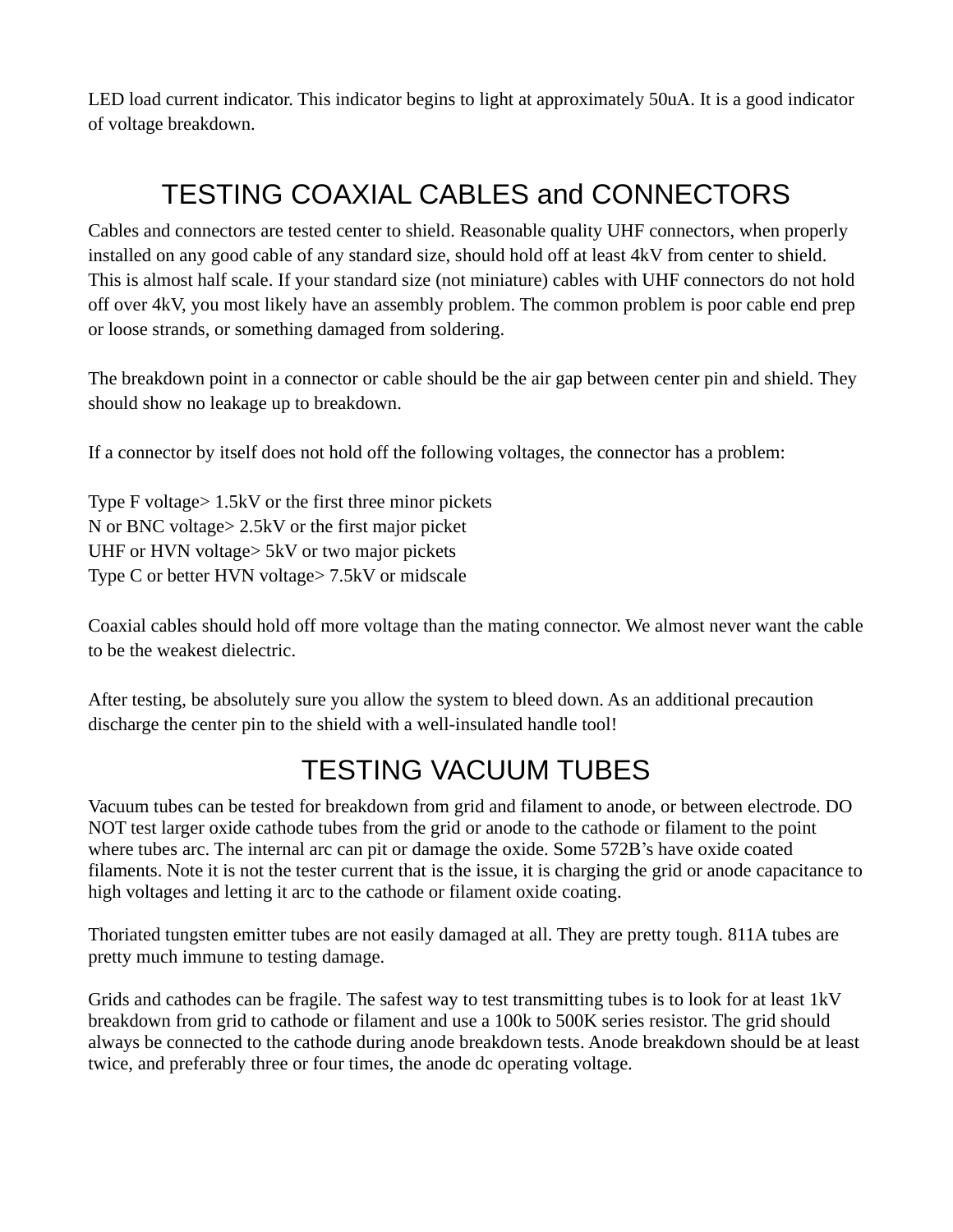LED load current indicator. This indicator begins to light at approximately 50uA. It is a good indicator of voltage breakdown.

# TESTING COAXIAL CABLES and CONNECTORS

Cables and connectors are tested center to shield. Reasonable quality UHF connectors, when properly installed on any good cable of any standard size, should hold off at least 4kV from center to shield. This is almost half scale. If your standard size (not miniature) cables with UHF connectors do not hold off over 4kV, you most likely have an assembly problem. The common problem is poor cable end prep or loose strands, or something damaged from soldering.

The breakdown point in a connector or cable should be the air gap between center pin and shield. They should show no leakage up to breakdown.

If a connector by itself does not hold off the following voltages, the connector has a problem:

Type F voltage> 1.5kV or the first three minor pickets
N or BNC voltage> 2.5kV or the first major picket
UHF or HVN voltage> 5kV or two major pickets
Type C or better HVN voltage> 7.5kV or midscale

Coaxial cables should hold off more voltage than the mating connector. We almost never want the cable to be the weakest dielectric.

After testing, be absolutely sure you allow the system to bleed down. As an additional precaution discharge the center pin to the shield with a well-insulated handle tool!

# TESTING VACUUM TUBES

Vacuum tubes can be tested for breakdown from grid and filament to anode, or between electrode. DO NOT test larger oxide cathode tubes from the grid or anode to the cathode or filament to the point where tubes arc. The internal arc can pit or damage the oxide. Some 572B's have oxide coated filaments. Note it is not the tester current that is the issue, it is charging the grid or anode capacitance to high voltages and letting it arc to the cathode or filament oxide coating.

Thoriated tungsten emitter tubes are not easily damaged at all. They are pretty tough. 811A tubes are pretty much immune to testing damage.

Grids and cathodes can be fragile. The safest way to test transmitting tubes is to look for at least 1kV breakdown from grid to cathode or filament and use a 100k to 500K series resistor. The grid should always be connected to the cathode during anode breakdown tests. Anode breakdown should be at least twice, and preferably three or four times, the anode dc operating voltage.